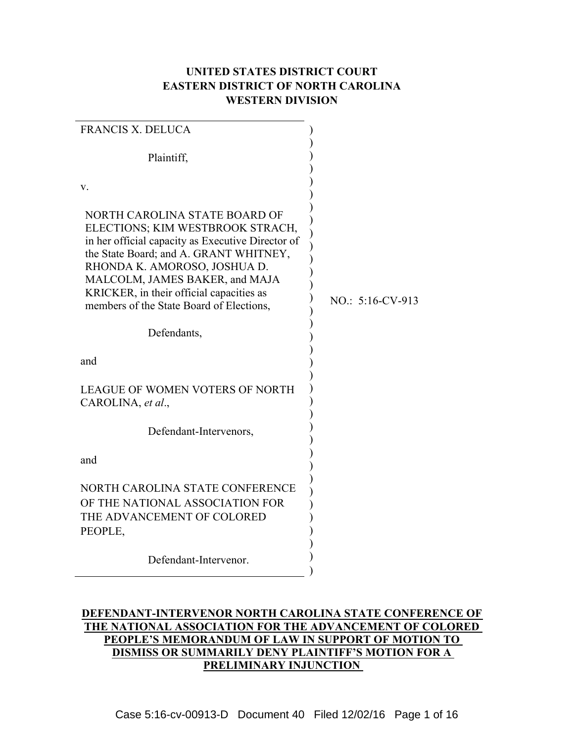**UNITED STATES DISTRICT COURT**
**EASTERN DISTRICT OF NORTH CAROLINA**
**WESTERN DIVISION**

FRANCIS X. DELUCA

Plaintiff,

v.

NORTH CAROLINA STATE BOARD OF ELECTIONS; KIM WESTBROOK STRACH, in her official capacity as Executive Director of the State Board; and A. GRANT WHITNEY, RHONDA K. AMOROSO, JOSHUA D. MALCOLM, JAMES BAKER, and MAJA KRICKER, in their official capacities as members of the State Board of Elections,

Defendants,

and

LEAGUE OF WOMEN VOTERS OF NORTH CAROLINA, *et al*.,

Defendant-Intervenors,

and

NORTH CAROLINA STATE CONFERENCE OF THE NATIONAL ASSOCIATION FOR THE ADVANCEMENT OF COLORED PEOPLE,

Defendant-Intervenor.

NO.: 5:16-CV-913

**DEFENDANT-INTERVENOR NORTH CAROLINA STATE CONFERENCE OF THE NATIONAL ASSOCIATION FOR THE ADVANCEMENT OF COLORED PEOPLE'S MEMORANDUM OF LAW IN SUPPORT OF MOTION TO DISMISS OR SUMMARILY DENY PLAINTIFF'S MOTION FOR A PRELIMINARY INJUNCTION**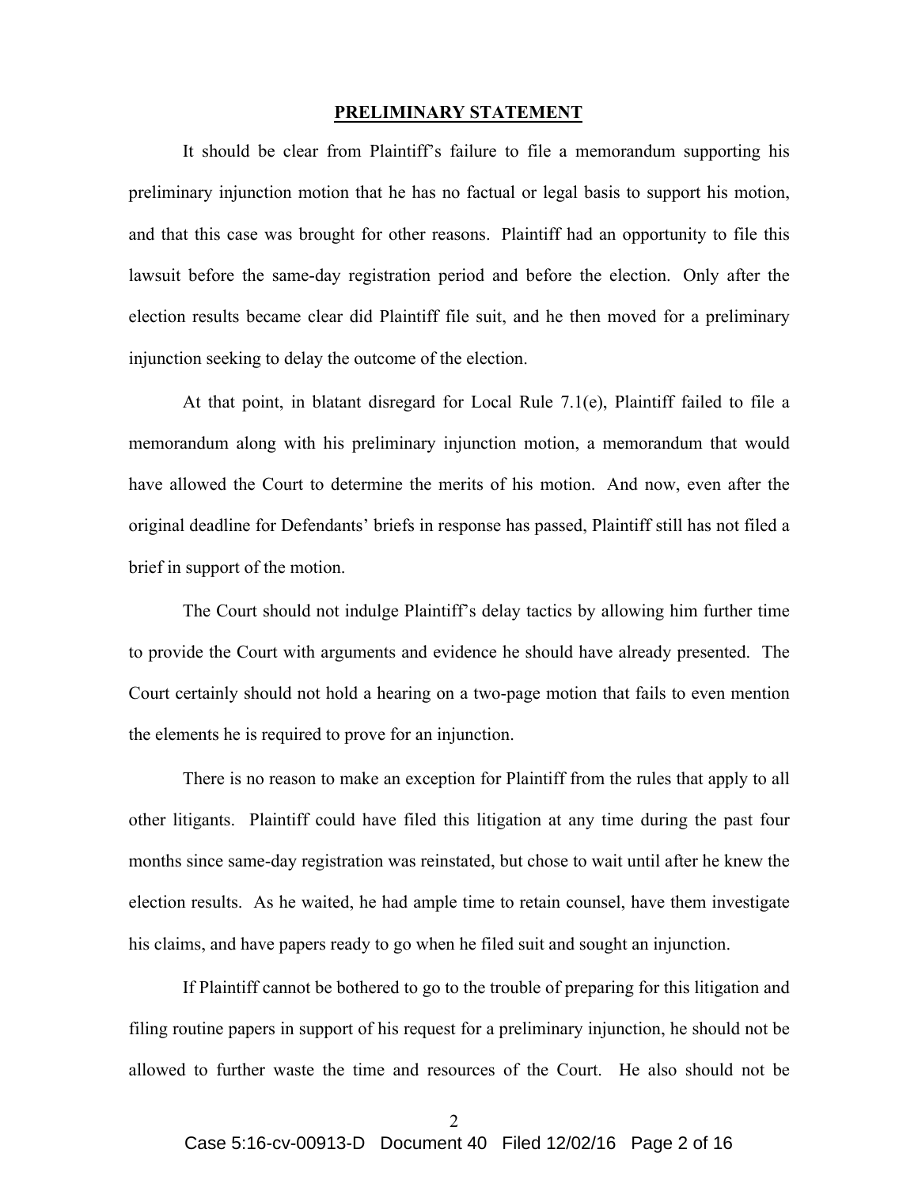## PRELIMINARY STATEMENT

It should be clear from Plaintiff's failure to file a memorandum supporting his preliminary injunction motion that he has no factual or legal basis to support his motion, and that this case was brought for other reasons. Plaintiff had an opportunity to file this lawsuit before the same-day registration period and before the election. Only after the election results became clear did Plaintiff file suit, and he then moved for a preliminary injunction seeking to delay the outcome of the election.

At that point, in blatant disregard for Local Rule 7.1(e), Plaintiff failed to file a memorandum along with his preliminary injunction motion, a memorandum that would have allowed the Court to determine the merits of his motion. And now, even after the original deadline for Defendants' briefs in response has passed, Plaintiff still has not filed a brief in support of the motion.

The Court should not indulge Plaintiff's delay tactics by allowing him further time to provide the Court with arguments and evidence he should have already presented. The Court certainly should not hold a hearing on a two-page motion that fails to even mention the elements he is required to prove for an injunction.

There is no reason to make an exception for Plaintiff from the rules that apply to all other litigants. Plaintiff could have filed this litigation at any time during the past four months since same-day registration was reinstated, but chose to wait until after he knew the election results. As he waited, he had ample time to retain counsel, have them investigate his claims, and have papers ready to go when he filed suit and sought an injunction.

If Plaintiff cannot be bothered to go to the trouble of preparing for this litigation and filing routine papers in support of his request for a preliminary injunction, he should not be allowed to further waste the time and resources of the Court. He also should not be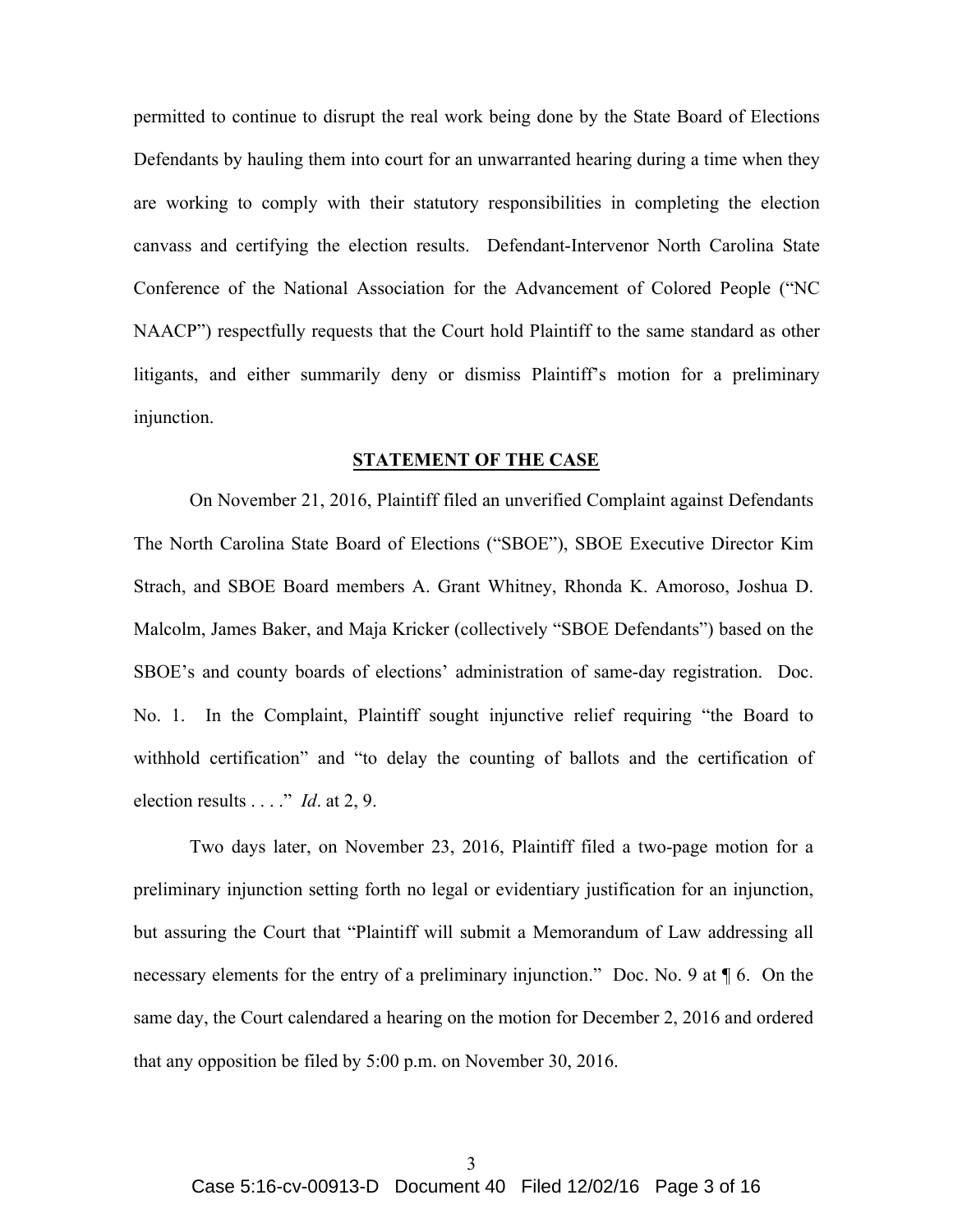permitted to continue to disrupt the real work being done by the State Board of Elections Defendants by hauling them into court for an unwarranted hearing during a time when they are working to comply with their statutory responsibilities in completing the election canvass and certifying the election results. Defendant-Intervenor North Carolina State Conference of the National Association for the Advancement of Colored People ("NC NAACP") respectfully requests that the Court hold Plaintiff to the same standard as other litigants, and either summarily deny or dismiss Plaintiff's motion for a preliminary injunction.

## STATEMENT OF THE CASE

On November 21, 2016, Plaintiff filed an unverified Complaint against Defendants The North Carolina State Board of Elections ("SBOE"), SBOE Executive Director Kim Strach, and SBOE Board members A. Grant Whitney, Rhonda K. Amoroso, Joshua D. Malcolm, James Baker, and Maja Kricker (collectively "SBOE Defendants") based on the SBOE's and county boards of elections' administration of same-day registration. Doc. No. 1. In the Complaint, Plaintiff sought injunctive relief requiring "the Board to withhold certification" and "to delay the counting of ballots and the certification of election results . . . ." *Id*. at 2, 9.

Two days later, on November 23, 2016, Plaintiff filed a two-page motion for a preliminary injunction setting forth no legal or evidentiary justification for an injunction, but assuring the Court that "Plaintiff will submit a Memorandum of Law addressing all necessary elements for the entry of a preliminary injunction." Doc. No. 9 at ¶ 6. On the same day, the Court calendared a hearing on the motion for December 2, 2016 and ordered that any opposition be filed by 5:00 p.m. on November 30, 2016.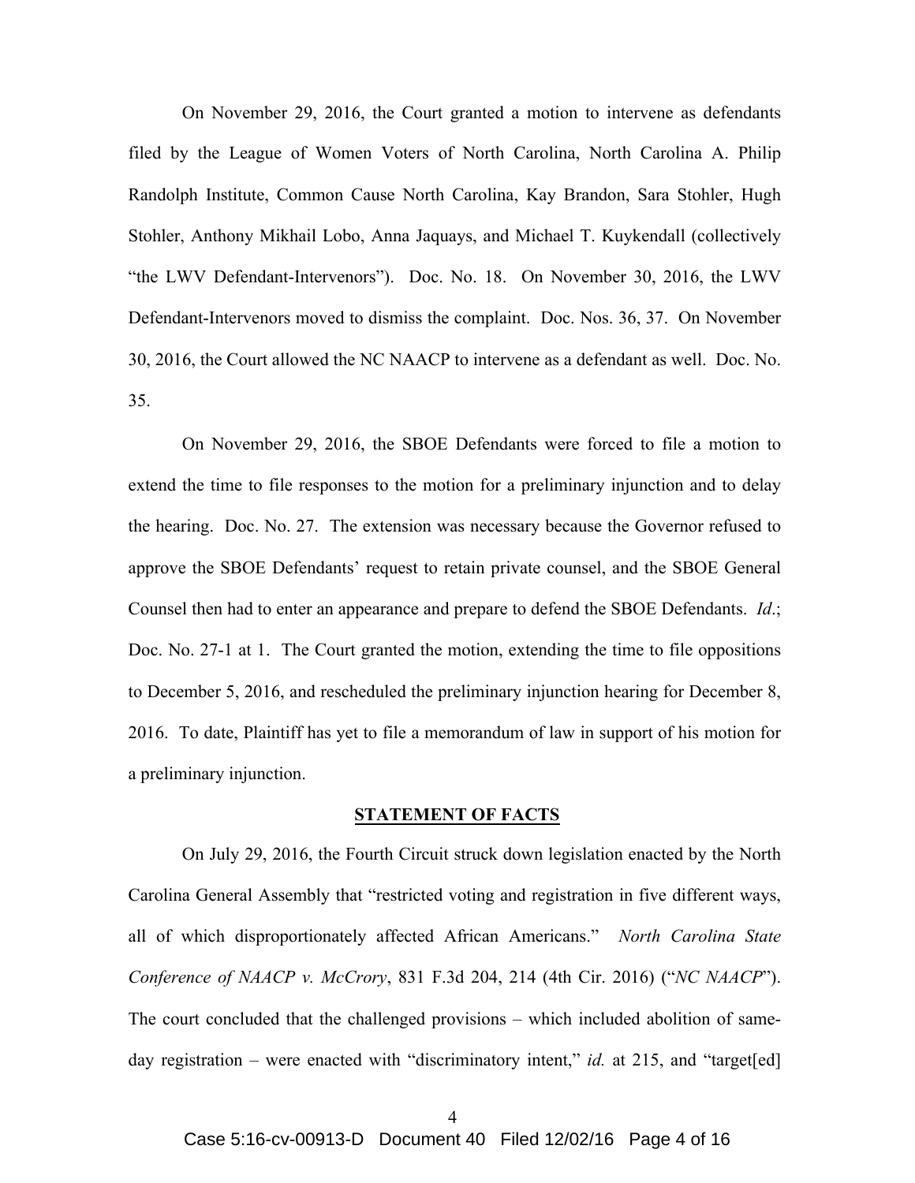On November 29, 2016, the Court granted a motion to intervene as defendants filed by the League of Women Voters of North Carolina, North Carolina A. Philip Randolph Institute, Common Cause North Carolina, Kay Brandon, Sara Stohler, Hugh Stohler, Anthony Mikhail Lobo, Anna Jaquays, and Michael T. Kuykendall (collectively "the LWV Defendant-Intervenors"). Doc. No. 18. On November 30, 2016, the LWV Defendant-Intervenors moved to dismiss the complaint. Doc. Nos. 36, 37. On November 30, 2016, the Court allowed the NC NAACP to intervene as a defendant as well. Doc. No. 35.

On November 29, 2016, the SBOE Defendants were forced to file a motion to extend the time to file responses to the motion for a preliminary injunction and to delay the hearing. Doc. No. 27. The extension was necessary because the Governor refused to approve the SBOE Defendants' request to retain private counsel, and the SBOE General Counsel then had to enter an appearance and prepare to defend the SBOE Defendants. *Id.*; Doc. No. 27-1 at 1. The Court granted the motion, extending the time to file oppositions to December 5, 2016, and rescheduled the preliminary injunction hearing for December 8, 2016. To date, Plaintiff has yet to file a memorandum of law in support of his motion for a preliminary injunction.

## STATEMENT OF FACTS

On July 29, 2016, the Fourth Circuit struck down legislation enacted by the North Carolina General Assembly that "restricted voting and registration in five different ways, all of which disproportionately affected African Americans." *North Carolina State Conference of NAACP v. McCrory*, 831 F.3d 204, 214 (4th Cir. 2016) ("*NC NAACP*"). The court concluded that the challenged provisions – which included abolition of same-day registration – were enacted with "discriminatory intent," *id.* at 215, and "target[ed]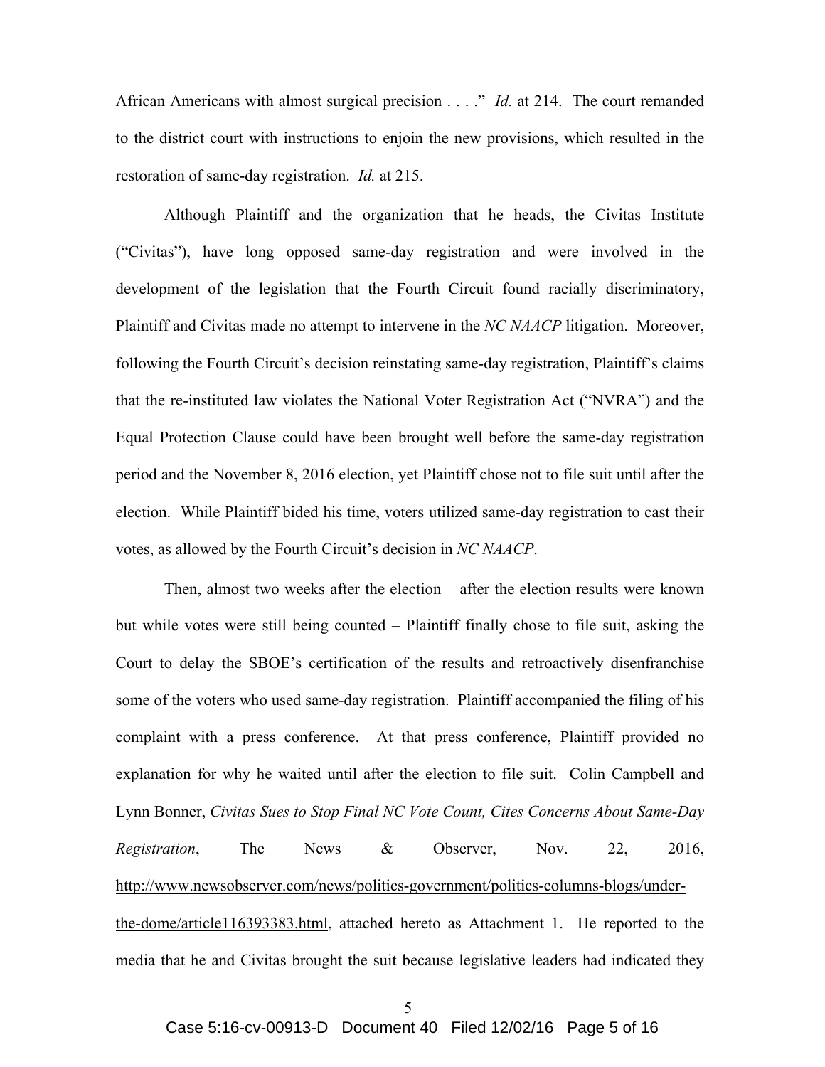African Americans with almost surgical precision . . . ." *Id.* at 214. The court remanded to the district court with instructions to enjoin the new provisions, which resulted in the restoration of same-day registration. *Id.* at 215.

Although Plaintiff and the organization that he heads, the Civitas Institute ("Civitas"), have long opposed same-day registration and were involved in the development of the legislation that the Fourth Circuit found racially discriminatory, Plaintiff and Civitas made no attempt to intervene in the *NC NAACP* litigation. Moreover, following the Fourth Circuit's decision reinstating same-day registration, Plaintiff's claims that the re-instituted law violates the National Voter Registration Act ("NVRA") and the Equal Protection Clause could have been brought well before the same-day registration period and the November 8, 2016 election, yet Plaintiff chose not to file suit until after the election. While Plaintiff bided his time, voters utilized same-day registration to cast their votes, as allowed by the Fourth Circuit's decision in *NC NAACP*.

Then, almost two weeks after the election – after the election results were known but while votes were still being counted – Plaintiff finally chose to file suit, asking the Court to delay the SBOE's certification of the results and retroactively disenfranchise some of the voters who used same-day registration. Plaintiff accompanied the filing of his complaint with a press conference. At that press conference, Plaintiff provided no explanation for why he waited until after the election to file suit. Colin Campbell and Lynn Bonner, *Civitas Sues to Stop Final NC Vote Count, Cites Concerns About Same-Day Registration*, The News & Observer, Nov. 22, 2016, http://www.newsobserver.com/news/politics-government/politics-columns-blogs/under-the-dome/article116393383.html, attached hereto as Attachment 1. He reported to the media that he and Civitas brought the suit because legislative leaders had indicated they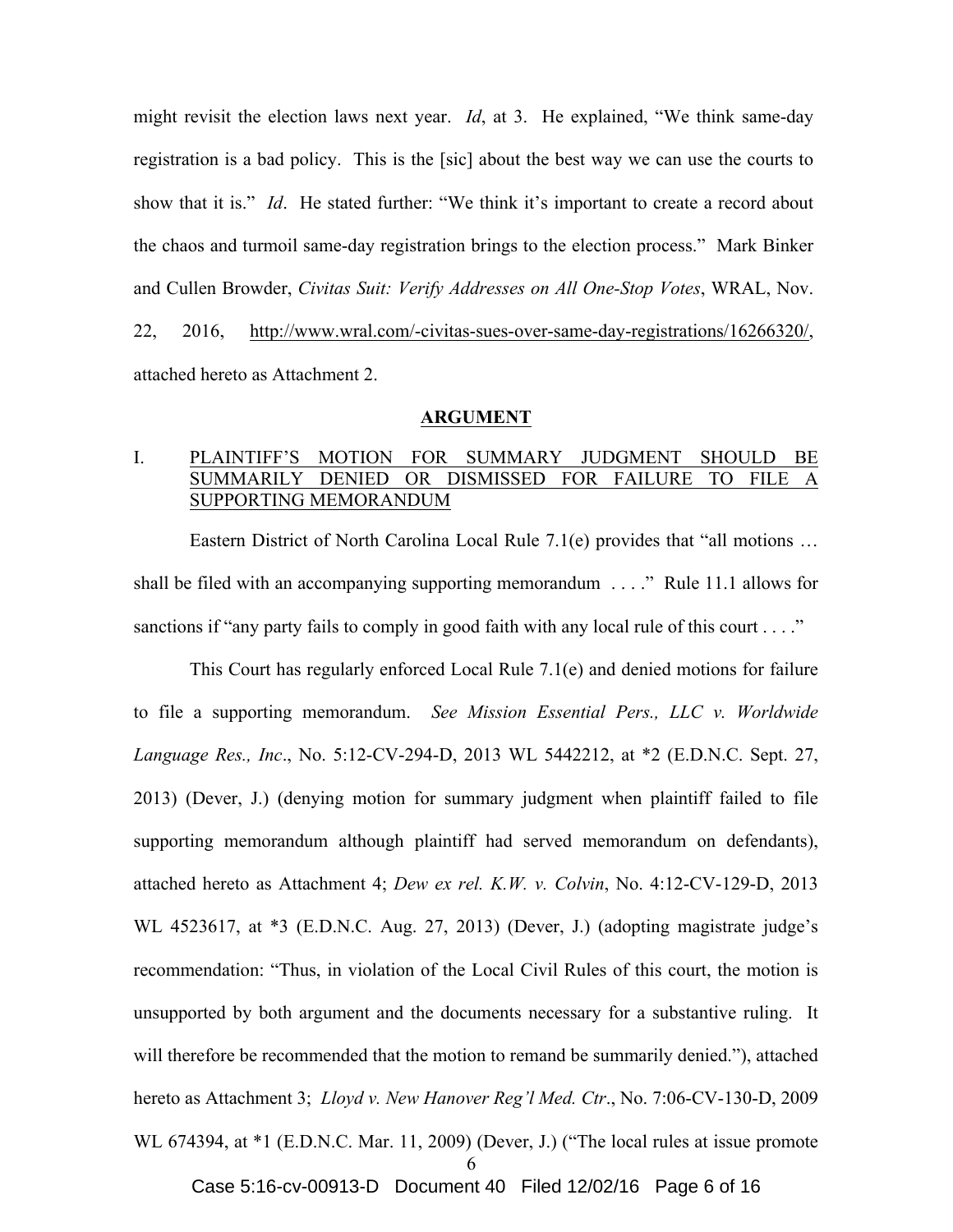might revisit the election laws next year. *Id*, at 3. He explained, "We think same-day registration is a bad policy. This is the [sic] about the best way we can use the courts to show that it is." *Id*. He stated further: "We think it's important to create a record about the chaos and turmoil same-day registration brings to the election process." Mark Binker and Cullen Browder, *Civitas Suit: Verify Addresses on All One-Stop Votes*, WRAL, Nov. 22, 2016, http://www.wral.com/-civitas-sues-over-same-day-registrations/16266320/, attached hereto as Attachment 2.

## ARGUMENT

### I. PLAINTIFF'S MOTION FOR SUMMARY JUDGMENT SHOULD BE SUMMARILY DENIED OR DISMISSED FOR FAILURE TO FILE A SUPPORTING MEMORANDUM

Eastern District of North Carolina Local Rule 7.1(e) provides that "all motions … shall be filed with an accompanying supporting memorandum . . . ." Rule 11.1 allows for sanctions if "any party fails to comply in good faith with any local rule of this court . . . ."

This Court has regularly enforced Local Rule 7.1(e) and denied motions for failure to file a supporting memorandum. *See Mission Essential Pers., LLC v. Worldwide Language Res., Inc*., No. 5:12-CV-294-D, 2013 WL 5442212, at *2 (E.D.N.C. Sept. 27, 2013) (Dever, J.) (denying motion for summary judgment when plaintiff failed to file supporting memorandum although plaintiff had served memorandum on defendants), attached hereto as Attachment 4; *Dew ex rel. K.W. v. Colvin*, No. 4:12-CV-129-D, 2013 WL 4523617, at *3 (E.D.N.C. Aug. 27, 2013) (Dever, J.) (adopting magistrate judge's recommendation: "Thus, in violation of the Local Civil Rules of this court, the motion is unsupported by both argument and the documents necessary for a substantive ruling. It will therefore be recommended that the motion to remand be summarily denied."), attached hereto as Attachment 3; *Lloyd v. New Hanover Reg'l Med. Ctr*., No. 7:06-CV-130-D, 2009 WL 674394, at *1 (E.D.N.C. Mar. 11, 2009) (Dever, J.) ("The local rules at issue promote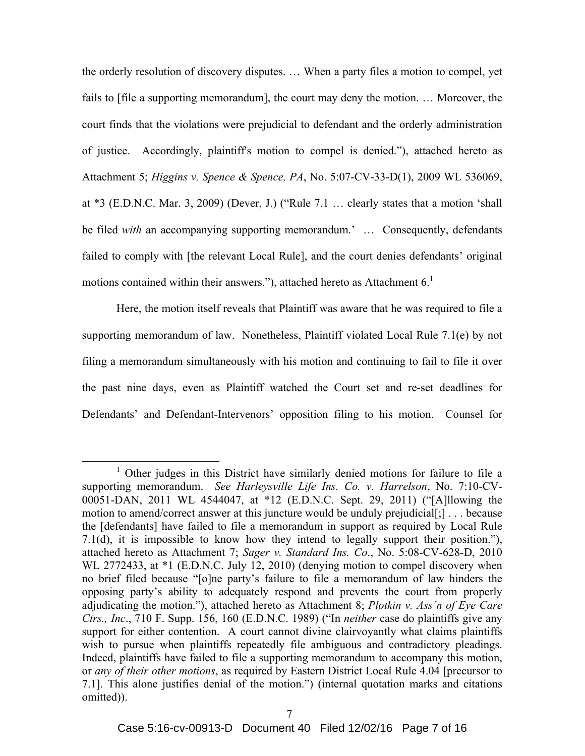the orderly resolution of discovery disputes. … When a party files a motion to compel, yet fails to [file a supporting memorandum], the court may deny the motion. … Moreover, the court finds that the violations were prejudicial to defendant and the orderly administration of justice. Accordingly, plaintiff's motion to compel is denied."), attached hereto as Attachment 5; *Higgins v. Spence & Spence, PA*, No. 5:07-CV-33-D(1), 2009 WL 536069, at *3 (E.D.N.C. Mar. 3, 2009) (Dever, J.) ("Rule 7.1 … clearly states that a motion 'shall be filed *with* an accompanying supporting memorandum.' … Consequently, defendants failed to comply with [the relevant Local Rule], and the court denies defendants' original motions contained within their answers."), attached hereto as Attachment 6.[1]

Here, the motion itself reveals that Plaintiff was aware that he was required to file a supporting memorandum of law. Nonetheless, Plaintiff violated Local Rule 7.1(e) by not filing a memorandum simultaneously with his motion and continuing to fail to file it over the past nine days, even as Plaintiff watched the Court set and re-set deadlines for Defendants' and Defendant-Intervenors' opposition filing to his motion. Counsel for

---

[1] Other judges in this District have similarly denied motions for failure to file a supporting memorandum. *See Harleysville Life Ins. Co. v. Harrelson*, No. 7:10-CV-00051-DAN, 2011 WL 4544047, at *12 (E.D.N.C. Sept. 29, 2011) ("[A]llowing the motion to amend/correct answer at this juncture would be unduly prejudicial[;] . . . because the [defendants] have failed to file a memorandum in support as required by Local Rule 7.1(d), it is impossible to know how they intend to legally support their position."), attached hereto as Attachment 7; *Sager v. Standard Ins. Co*., No. 5:08-CV-628-D, 2010 WL 2772433, at *1 (E.D.N.C. July 12, 2010) (denying motion to compel discovery when no brief filed because "[o]ne party's failure to file a memorandum of law hinders the opposing party's ability to adequately respond and prevents the court from properly adjudicating the motion."), attached hereto as Attachment 8; *Plotkin v. Ass'n of Eye Care Ctrs., Inc*., 710 F. Supp. 156, 160 (E.D.N.C. 1989) ("In *neither* case do plaintiffs give any support for either contention. A court cannot divine clairvoyantly what claims plaintiffs wish to pursue when plaintiffs repeatedly file ambiguous and contradictory pleadings. Indeed, plaintiffs have failed to file a supporting memorandum to accompany this motion, or *any of their other motions*, as required by Eastern District Local Rule 4.04 [precursor to 7.1]. This alone justifies denial of the motion.") (internal quotation marks and citations omitted)).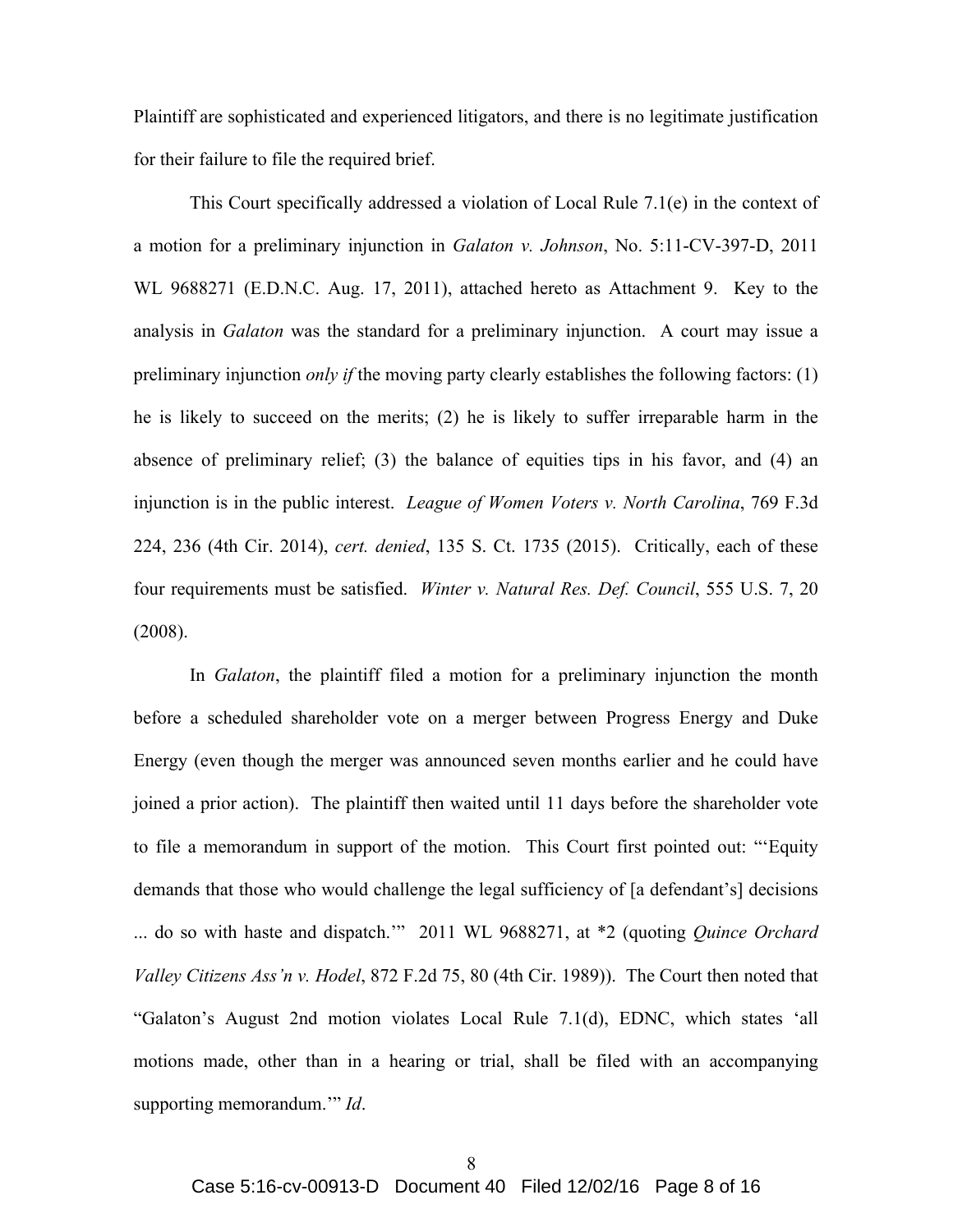Plaintiff are sophisticated and experienced litigators, and there is no legitimate justification for their failure to file the required brief.

This Court specifically addressed a violation of Local Rule 7.1(e) in the context of a motion for a preliminary injunction in *Galaton v. Johnson*, No. 5:11-CV-397-D, 2011 WL 9688271 (E.D.N.C. Aug. 17, 2011), attached hereto as Attachment 9. Key to the analysis in *Galaton* was the standard for a preliminary injunction. A court may issue a preliminary injunction *only if* the moving party clearly establishes the following factors: (1) he is likely to succeed on the merits; (2) he is likely to suffer irreparable harm in the absence of preliminary relief; (3) the balance of equities tips in his favor, and (4) an injunction is in the public interest. *League of Women Voters v. North Carolina*, 769 F.3d 224, 236 (4th Cir. 2014), *cert. denied*, 135 S. Ct. 1735 (2015). Critically, each of these four requirements must be satisfied. *Winter v. Natural Res. Def. Council*, 555 U.S. 7, 20 (2008).

In *Galaton*, the plaintiff filed a motion for a preliminary injunction the month before a scheduled shareholder vote on a merger between Progress Energy and Duke Energy (even though the merger was announced seven months earlier and he could have joined a prior action). The plaintiff then waited until 11 days before the shareholder vote to file a memorandum in support of the motion. This Court first pointed out: "'Equity demands that those who would challenge the legal sufficiency of [a defendant's] decisions ... do so with haste and dispatch.'" 2011 WL 9688271, at *2 (quoting *Quince Orchard Valley Citizens Ass'n v. Hodel*, 872 F.2d 75, 80 (4th Cir. 1989)). The Court then noted that "Galaton's August 2nd motion violates Local Rule 7.1(d), EDNC, which states 'all motions made, other than in a hearing or trial, shall be filed with an accompanying supporting memorandum.'" *Id*.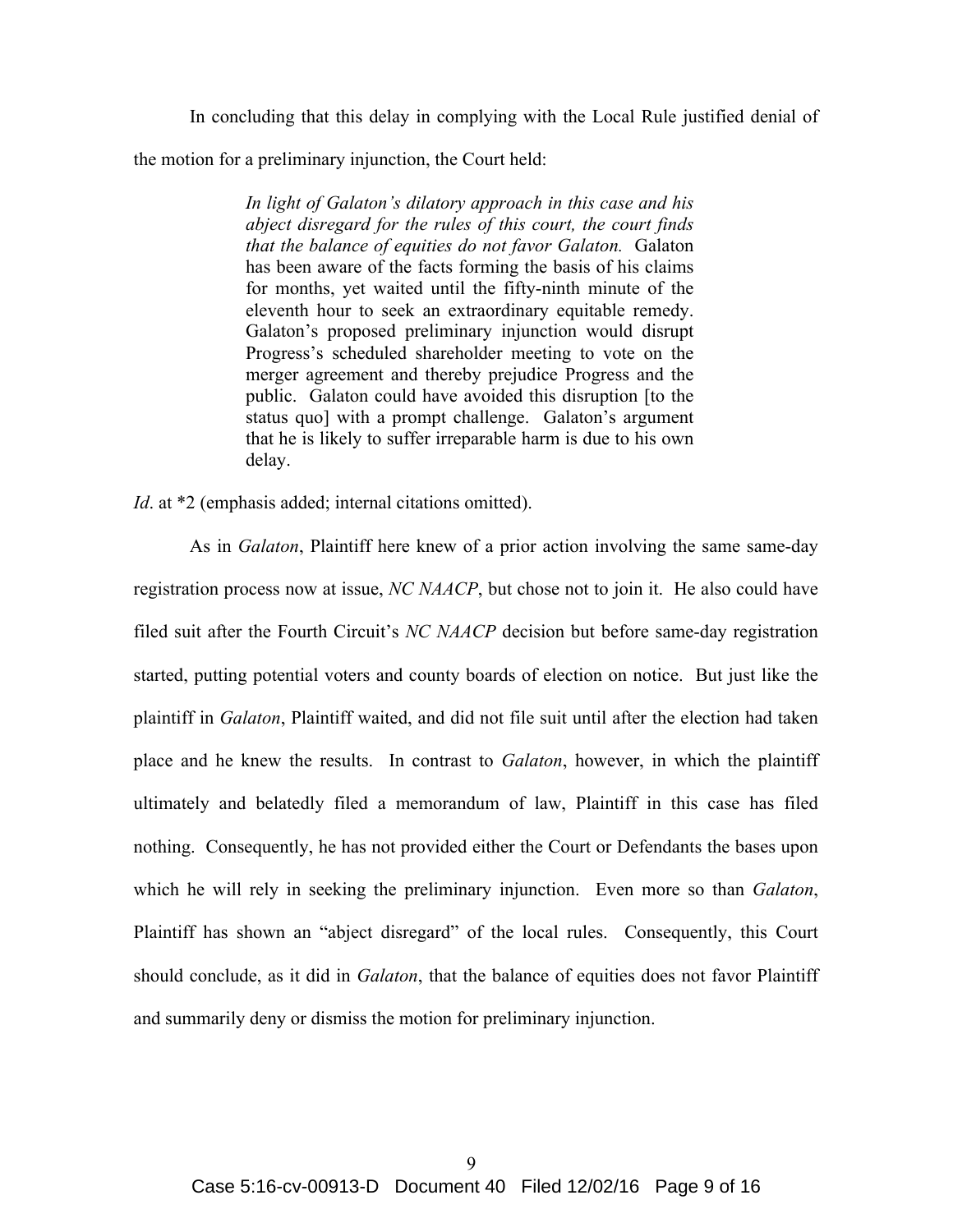In concluding that this delay in complying with the Local Rule justified denial of the motion for a preliminary injunction, the Court held:

> *In light of Galaton's dilatory approach in this case and his abject disregard for the rules of this court, the court finds that the balance of equities do not favor Galaton.* Galaton has been aware of the facts forming the basis of his claims for months, yet waited until the fifty-ninth minute of the eleventh hour to seek an extraordinary equitable remedy. Galaton's proposed preliminary injunction would disrupt Progress's scheduled shareholder meeting to vote on the merger agreement and thereby prejudice Progress and the public. Galaton could have avoided this disruption [to the status quo] with a prompt challenge. Galaton's argument that he is likely to suffer irreparable harm is due to his own delay.

*Id*. at *2 (emphasis added; internal citations omitted).

As in *Galaton*, Plaintiff here knew of a prior action involving the same same-day registration process now at issue, *NC NAACP*, but chose not to join it. He also could have filed suit after the Fourth Circuit's *NC NAACP* decision but before same-day registration started, putting potential voters and county boards of election on notice. But just like the plaintiff in *Galaton*, Plaintiff waited, and did not file suit until after the election had taken place and he knew the results. In contrast to *Galaton*, however, in which the plaintiff ultimately and belatedly filed a memorandum of law, Plaintiff in this case has filed nothing. Consequently, he has not provided either the Court or Defendants the bases upon which he will rely in seeking the preliminary injunction. Even more so than *Galaton*, Plaintiff has shown an "abject disregard" of the local rules. Consequently, this Court should conclude, as it did in *Galaton*, that the balance of equities does not favor Plaintiff and summarily deny or dismiss the motion for preliminary injunction.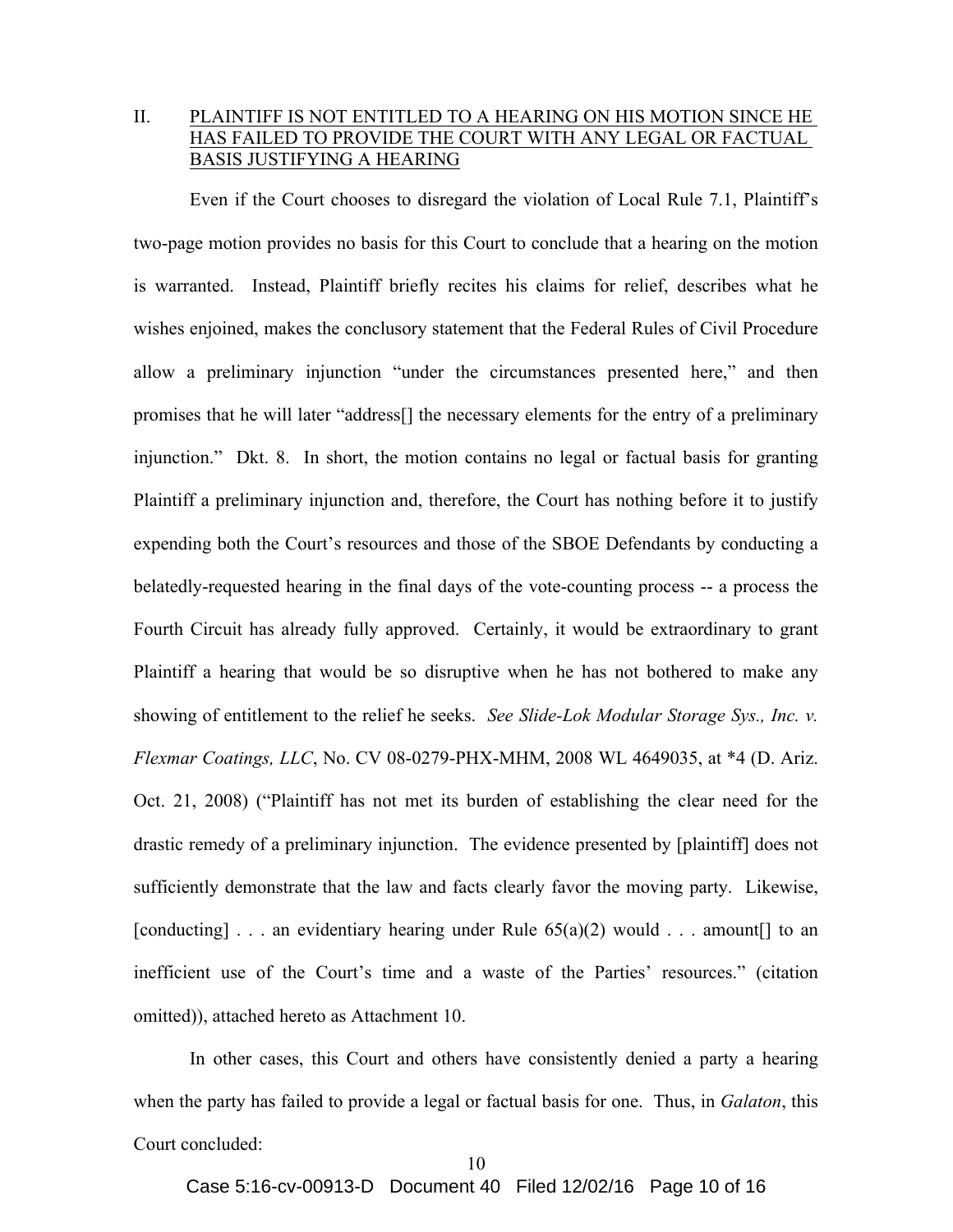## II. PLAINTIFF IS NOT ENTITLED TO A HEARING ON HIS MOTION SINCE HE HAS FAILED TO PROVIDE THE COURT WITH ANY LEGAL OR FACTUAL BASIS JUSTIFYING A HEARING

Even if the Court chooses to disregard the violation of Local Rule 7.1, Plaintiff's two-page motion provides no basis for this Court to conclude that a hearing on the motion is warranted. Instead, Plaintiff briefly recites his claims for relief, describes what he wishes enjoined, makes the conclusory statement that the Federal Rules of Civil Procedure allow a preliminary injunction "under the circumstances presented here," and then promises that he will later "address[] the necessary elements for the entry of a preliminary injunction." Dkt. 8. In short, the motion contains no legal or factual basis for granting Plaintiff a preliminary injunction and, therefore, the Court has nothing before it to justify expending both the Court's resources and those of the SBOE Defendants by conducting a belatedly-requested hearing in the final days of the vote-counting process -- a process the Fourth Circuit has already fully approved. Certainly, it would be extraordinary to grant Plaintiff a hearing that would be so disruptive when he has not bothered to make any showing of entitlement to the relief he seeks. *See Slide-Lok Modular Storage Sys., Inc. v. Flexmar Coatings, LLC*, No. CV 08-0279-PHX-MHM, 2008 WL 4649035, at *4 (D. Ariz. Oct. 21, 2008) ("Plaintiff has not met its burden of establishing the clear need for the drastic remedy of a preliminary injunction. The evidence presented by [plaintiff] does not sufficiently demonstrate that the law and facts clearly favor the moving party. Likewise, [conducting] . . . an evidentiary hearing under Rule 65(a)(2) would . . . amount[] to an inefficient use of the Court's time and a waste of the Parties' resources." (citation omitted)), attached hereto as Attachment 10.

In other cases, this Court and others have consistently denied a party a hearing when the party has failed to provide a legal or factual basis for one. Thus, in *Galaton*, this Court concluded: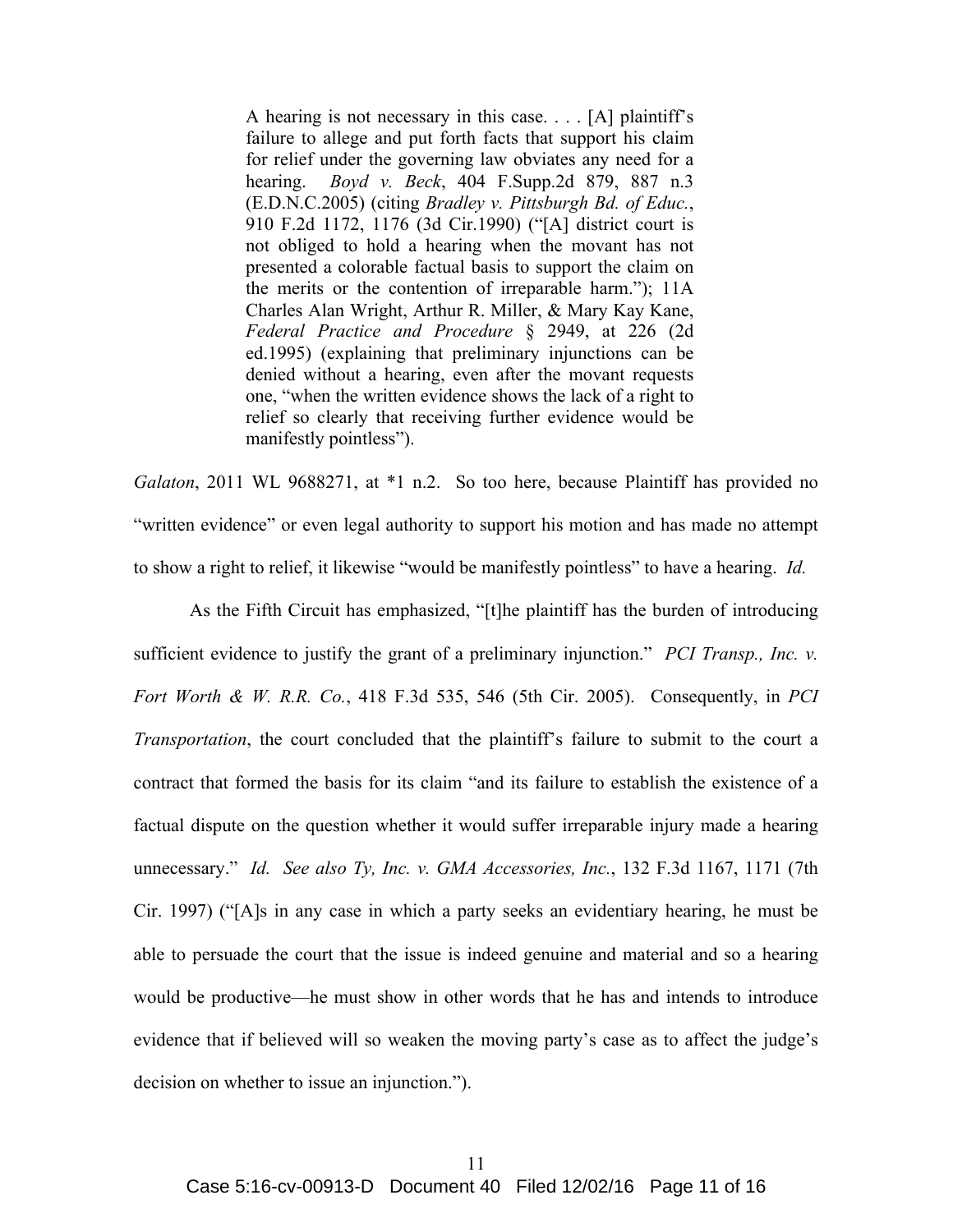> A hearing is not necessary in this case. . . . [A] plaintiff's failure to allege and put forth facts that support his claim for relief under the governing law obviates any need for a hearing. *Boyd v. Beck*, 404 F.Supp.2d 879, 887 n.3 (E.D.N.C.2005) (citing *Bradley v. Pittsburgh Bd. of Educ.*, 910 F.2d 1172, 1176 (3d Cir.1990) ("[A] district court is not obliged to hold a hearing when the movant has not presented a colorable factual basis to support the claim on the merits or the contention of irreparable harm."); 11A Charles Alan Wright, Arthur R. Miller, & Mary Kay Kane, *Federal Practice and Procedure* § 2949, at 226 (2d ed.1995) (explaining that preliminary injunctions can be denied without a hearing, even after the movant requests one, "when the written evidence shows the lack of a right to relief so clearly that receiving further evidence would be manifestly pointless").

*Galaton*, 2011 WL 9688271, at *1 n.2. So too here, because Plaintiff has provided no "written evidence" or even legal authority to support his motion and has made no attempt to show a right to relief, it likewise "would be manifestly pointless" to have a hearing. *Id.*

As the Fifth Circuit has emphasized, "[t]he plaintiff has the burden of introducing sufficient evidence to justify the grant of a preliminary injunction." *PCI Transp., Inc. v. Fort Worth & W. R.R. Co.*, 418 F.3d 535, 546 (5th Cir. 2005). Consequently, in *PCI Transportation*, the court concluded that the plaintiff's failure to submit to the court a contract that formed the basis for its claim "and its failure to establish the existence of a factual dispute on the question whether it would suffer irreparable injury made a hearing unnecessary." *Id. See also Ty, Inc. v. GMA Accessories, Inc.*, 132 F.3d 1167, 1171 (7th Cir. 1997) ("[A]s in any case in which a party seeks an evidentiary hearing, he must be able to persuade the court that the issue is indeed genuine and material and so a hearing would be productive—he must show in other words that he has and intends to introduce evidence that if believed will so weaken the moving party's case as to affect the judge's decision on whether to issue an injunction.").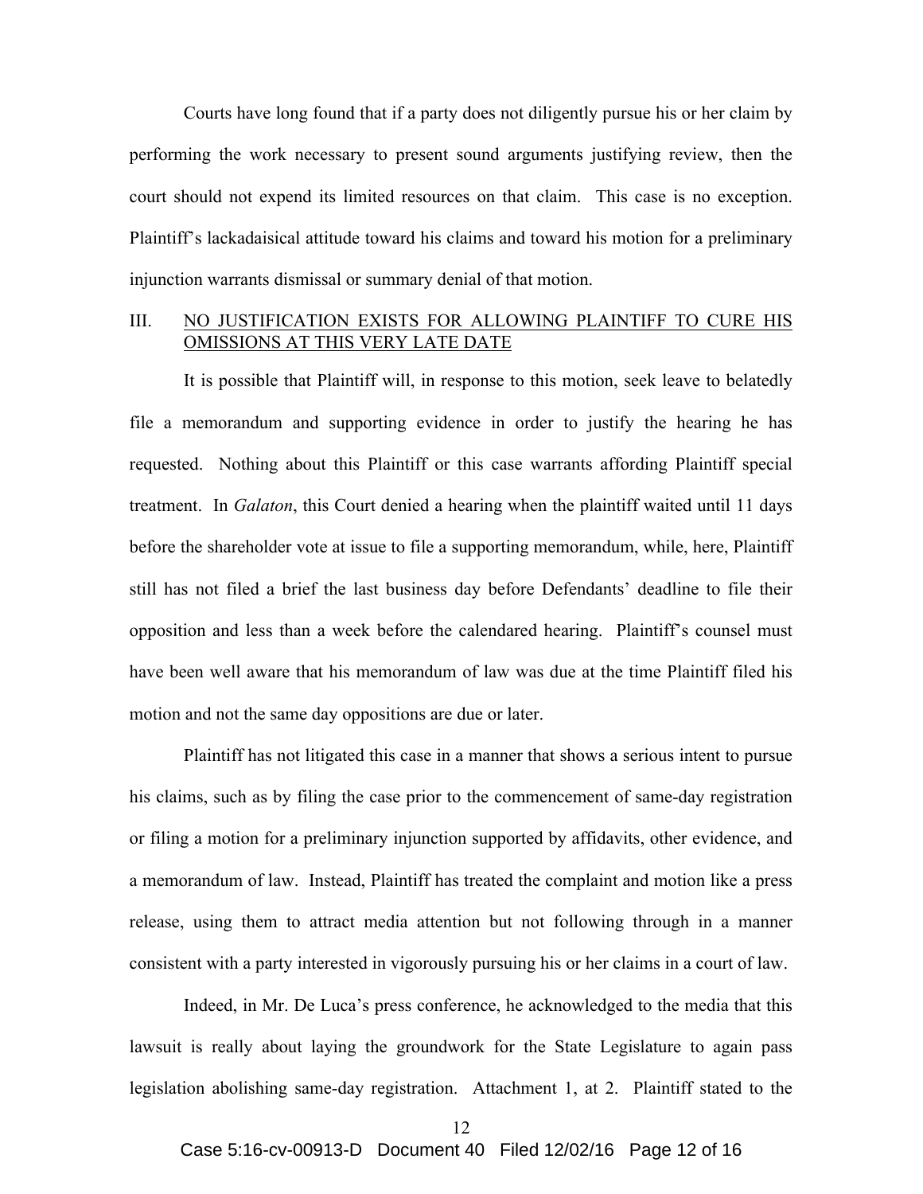Courts have long found that if a party does not diligently pursue his or her claim by performing the work necessary to present sound arguments justifying review, then the court should not expend its limited resources on that claim. This case is no exception. Plaintiff's lackadaisical attitude toward his claims and toward his motion for a preliminary injunction warrants dismissal or summary denial of that motion.

## III. NO JUSTIFICATION EXISTS FOR ALLOWING PLAINTIFF TO CURE HIS OMISSIONS AT THIS VERY LATE DATE

It is possible that Plaintiff will, in response to this motion, seek leave to belatedly file a memorandum and supporting evidence in order to justify the hearing he has requested. Nothing about this Plaintiff or this case warrants affording Plaintiff special treatment. In *Galaton*, this Court denied a hearing when the plaintiff waited until 11 days before the shareholder vote at issue to file a supporting memorandum, while, here, Plaintiff still has not filed a brief the last business day before Defendants' deadline to file their opposition and less than a week before the calendared hearing. Plaintiff's counsel must have been well aware that his memorandum of law was due at the time Plaintiff filed his motion and not the same day oppositions are due or later.

Plaintiff has not litigated this case in a manner that shows a serious intent to pursue his claims, such as by filing the case prior to the commencement of same-day registration or filing a motion for a preliminary injunction supported by affidavits, other evidence, and a memorandum of law. Instead, Plaintiff has treated the complaint and motion like a press release, using them to attract media attention but not following through in a manner consistent with a party interested in vigorously pursuing his or her claims in a court of law.

Indeed, in Mr. De Luca's press conference, he acknowledged to the media that this lawsuit is really about laying the groundwork for the State Legislature to again pass legislation abolishing same-day registration. Attachment 1, at 2. Plaintiff stated to the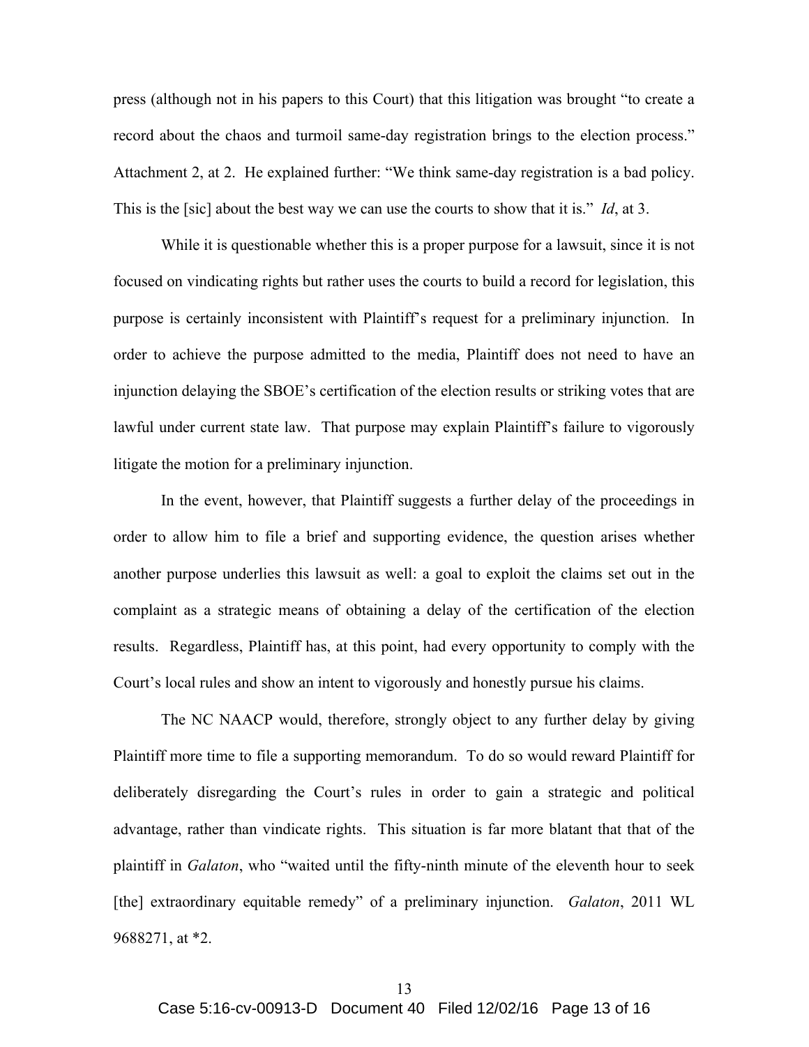press (although not in his papers to this Court) that this litigation was brought "to create a record about the chaos and turmoil same-day registration brings to the election process." Attachment 2, at 2. He explained further: "We think same-day registration is a bad policy. This is the [sic] about the best way we can use the courts to show that it is." *Id*, at 3.

While it is questionable whether this is a proper purpose for a lawsuit, since it is not focused on vindicating rights but rather uses the courts to build a record for legislation, this purpose is certainly inconsistent with Plaintiff's request for a preliminary injunction. In order to achieve the purpose admitted to the media, Plaintiff does not need to have an injunction delaying the SBOE's certification of the election results or striking votes that are lawful under current state law. That purpose may explain Plaintiff's failure to vigorously litigate the motion for a preliminary injunction.

In the event, however, that Plaintiff suggests a further delay of the proceedings in order to allow him to file a brief and supporting evidence, the question arises whether another purpose underlies this lawsuit as well: a goal to exploit the claims set out in the complaint as a strategic means of obtaining a delay of the certification of the election results. Regardless, Plaintiff has, at this point, had every opportunity to comply with the Court's local rules and show an intent to vigorously and honestly pursue his claims.

The NC NAACP would, therefore, strongly object to any further delay by giving Plaintiff more time to file a supporting memorandum. To do so would reward Plaintiff for deliberately disregarding the Court's rules in order to gain a strategic and political advantage, rather than vindicate rights. This situation is far more blatant that that of the plaintiff in *Galaton*, who "waited until the fifty-ninth minute of the eleventh hour to seek [the] extraordinary equitable remedy" of a preliminary injunction. *Galaton*, 2011 WL 9688271, at *2.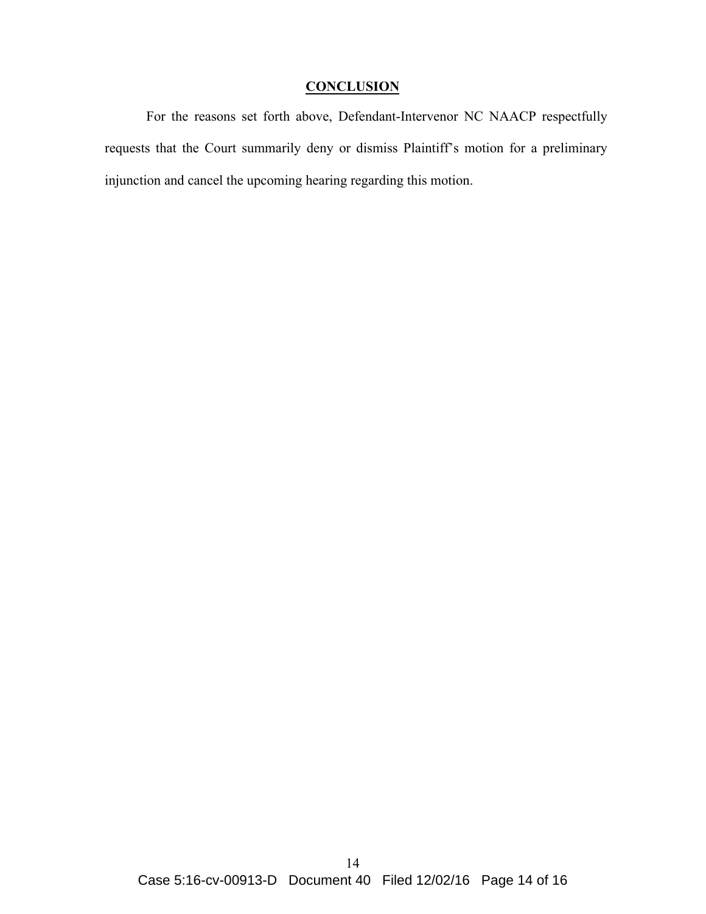## CONCLUSION

For the reasons set forth above, Defendant-Intervenor NC NAACP respectfully requests that the Court summarily deny or dismiss Plaintiff's motion for a preliminary injunction and cancel the upcoming hearing regarding this motion.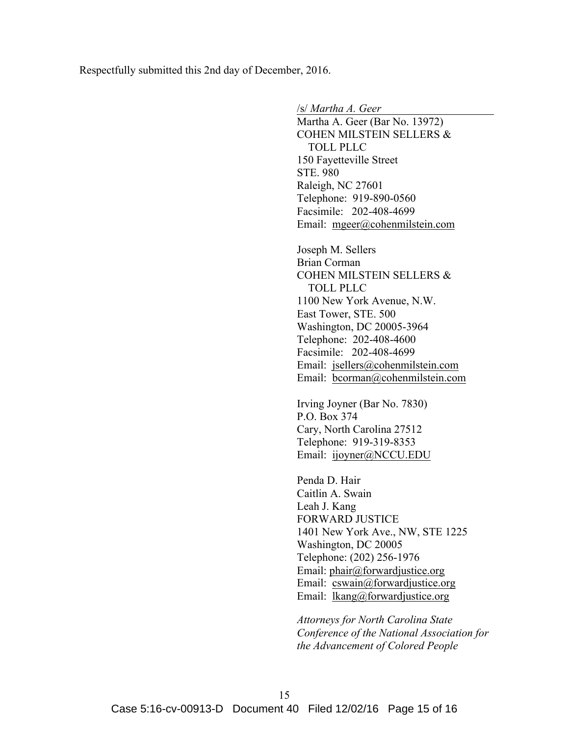Respectfully submitted this 2nd day of December, 2016.

/s/ *Martha A. Geer*
Martha A. Geer (Bar No. 13972)
COHEN MILSTEIN SELLERS & TOLL PLLC
150 Fayetteville Street
STE. 980
Raleigh, NC 27601
Telephone: 919-890-0560
Facsimile: 202-408-4699
Email: mgeer@cohenmilstein.com

Joseph M. Sellers
Brian Corman
COHEN MILSTEIN SELLERS & TOLL PLLC
1100 New York Avenue, N.W.
East Tower, STE. 500
Washington, DC 20005-3964
Telephone: 202-408-4600
Facsimile: 202-408-4699
Email: jsellers@cohenmilstein.com
Email: bcorman@cohenmilstein.com

Irving Joyner (Bar No. 7830)
P.O. Box 374
Cary, North Carolina 27512
Telephone: 919-319-8353
Email: ijoyner@NCCU.EDU

Penda D. Hair
Caitlin A. Swain
Leah J. Kang
FORWARD JUSTICE
1401 New York Ave., NW, STE 1225
Washington, DC 20005
Telephone: (202) 256-1976
Email: phair@forwardjustice.org
Email: cswain@forwardjustice.org
Email: lkang@forwardjustice.org

*Attorneys for North Carolina State Conference of the National Association for the Advancement of Colored People*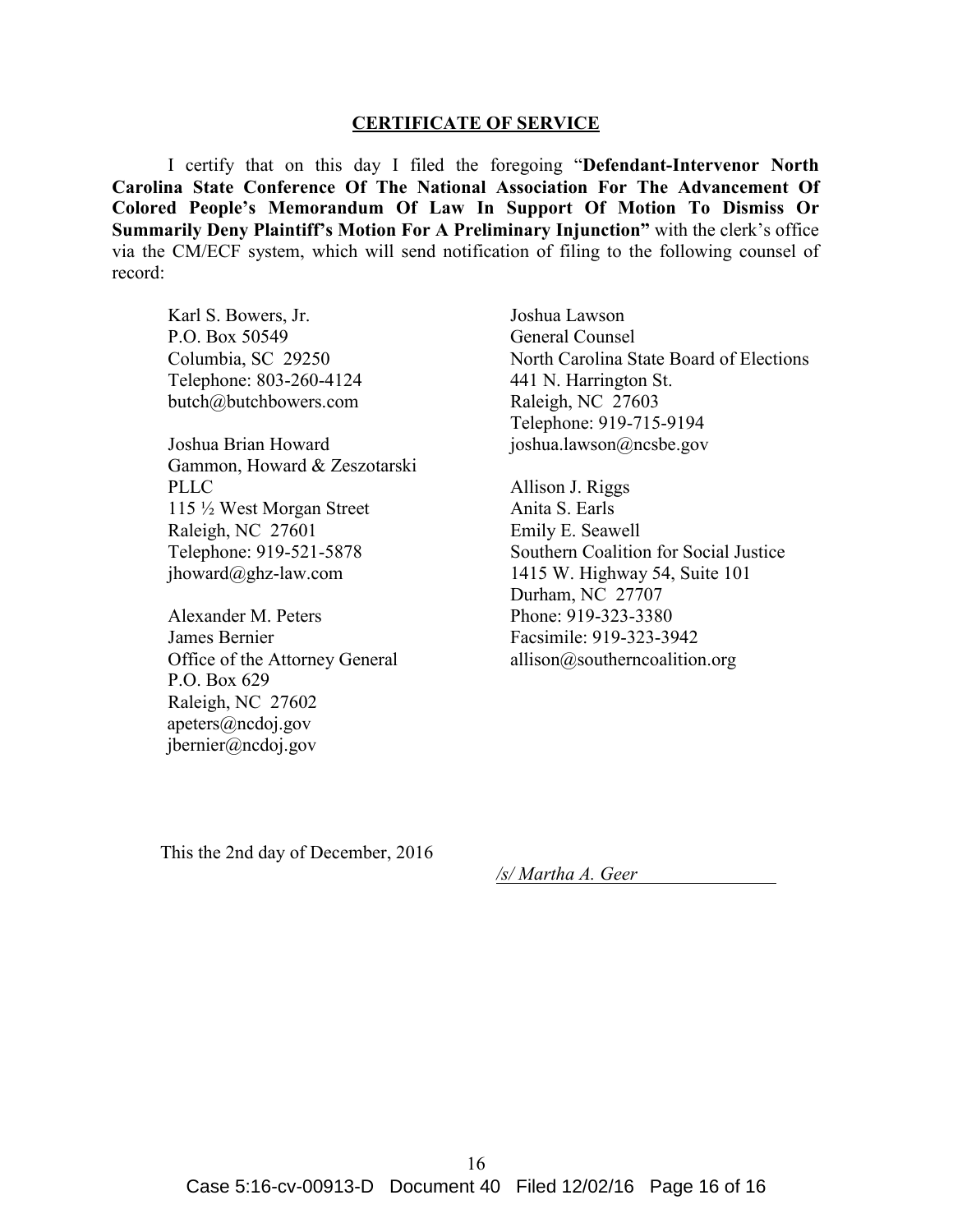**CERTIFICATE OF SERVICE**

I certify that on this day I filed the foregoing "**Defendant-Intervenor North Carolina State Conference Of The National Association For The Advancement Of Colored People's Memorandum Of Law In Support Of Motion To Dismiss Or Summarily Deny Plaintiff's Motion For A Preliminary Injunction**" with the clerk's office via the CM/ECF system, which will send notification of filing to the following counsel of record:

Karl S. Bowers, Jr.
P.O. Box 50549
Columbia, SC 29250
Telephone: 803-260-4124
butch@butchbowers.com

Joshua Brian Howard
Gammon, Howard & Zeszotarski PLLC
115 ½ West Morgan Street
Raleigh, NC 27601
Telephone: 919-521-5878
jhoward@ghz-law.com

Alexander M. Peters
James Bernier
Office of the Attorney General
P.O. Box 629
Raleigh, NC 27602
apeters@ncdoj.gov
jbernier@ncdoj.gov

Joshua Lawson
General Counsel
North Carolina State Board of Elections
441 N. Harrington St.
Raleigh, NC 27603
Telephone: 919-715-9194
joshua.lawson@ncsbe.gov

Allison J. Riggs
Anita S. Earls
Emily E. Seawell
Southern Coalition for Social Justice
1415 W. Highway 54, Suite 101
Durham, NC 27707
Phone: 919-323-3380
Facsimile: 919-323-3942
allison@southerncoalition.org

This the 2nd day of December, 2016

*/s/ Martha A. Geer*